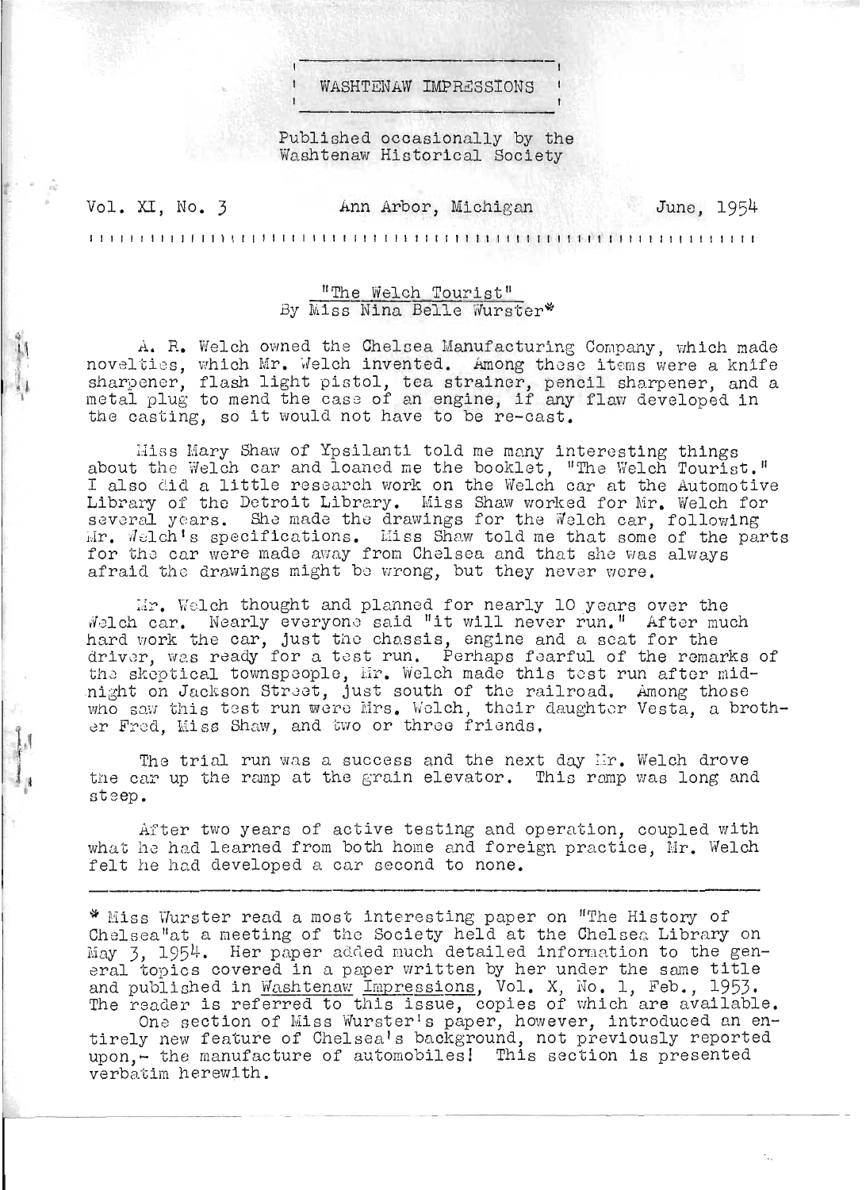# WASHTENAW IMPRESSIONS

Published occasionally by the Washtenaw Historical Society

Vol. XI, No. 3 Ann Arbor, Michigan June, 1954

## "The Welch Tourist"

By Miss Nina Belle Wurster*

A. R. Welch owned the Chelsea Manufacturing Company, which made novelties, which Mr. Welch invented. Among these items were a knife sharpener, flash light pistol, tea strainer, pencil sharpener, and a metal plug to mend the case of an engine, if any flaw developed in the casting, so it would not have to be re-cast.

Miss Mary Shaw of Ypsilanti told me many interesting things about the Welch car and loaned me the booklet, "The Welch Tourist." I also did a little research work on the Welch car at the Automotive Library of the Detroit Library. Miss Shaw worked for Mr. Welch for several years. She made the drawings for the Welch car, following Mr. Welch's specifications. Miss Shaw told me that some of the parts for the car were made away from Chelsea and that she was always afraid the drawings might be wrong, but they never were.

Mr. Welch thought and planned for nearly 10 years over the Welch car. Nearly everyone said "it will never run." After much hard work the car, just the chassis, engine and a seat for the driver, was ready for a test run. Perhaps fearful of the remarks of the skeptical townspeople, Mr. Welch made this test run after midnight on Jackson Street, just south of the railroad. Among those who saw this test run were Mrs. Welch, their daughter Vesta, a brother Fred, Miss Shaw, and two or three friends.

The trial run was a success and the next day Mr. Welch drove the car up the ramp at the grain elevator. This ramp was long and steep.

After two years of active testing and operation, coupled with what he had learned from both home and foreign practice, Mr. Welch felt he had developed a car second to none.

---

* Miss Wurster read a most interesting paper on "The History of Chelsea"at a meeting of the Society held at the Chelsea Library on May 3, 1954. Her paper added much detailed information to the general topics covered in a paper written by her under the same title and published in Washtenaw Impressions, Vol. X, No. 1, Feb., 1953. The reader is referred to this issue, copies of which are available.

One section of Miss Wurster's paper, however, introduced an entirely new feature of Chelsea's background, not previously reported upon,- the manufacture of automobiles! This section is presented verbatim herewith.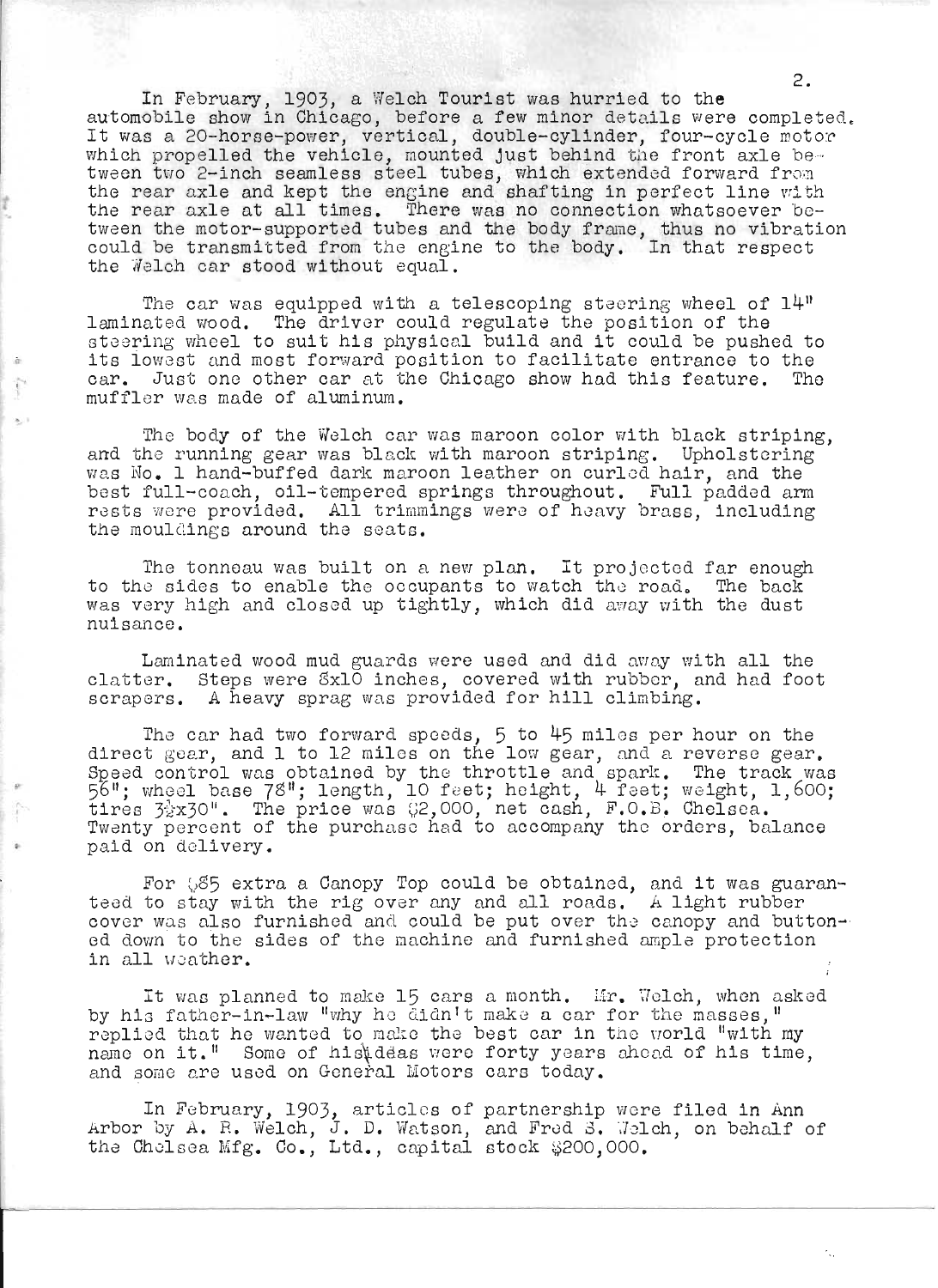In February, 1903, a Welch Tourist was hurried to the automobile show in Chicago, before a few minor details were completed. It was a 20-horse-power, vertical, double-cylinder, four-cycle motor which propelled the vehicle, mounted just behind the front axle between two 2-inch seamless steel tubes, which extended forward from the rear axle and kept the engine and shafting in perfect line with the rear axle at all times. There was no connection whatsoever between the motor-supported tubes and the body frame, thus no vibration could be transmitted from the engine to the body. In that respect the Welch car stood without equal.

The car was equipped with a telescoping steering wheel of 14" laminated wood. The driver could regulate the position of the steering wheel to suit his physical build and it could be pushed to its lowest and most forward position to facilitate entrance to the car. Just one other car at the Chicago show had this feature. The muffler was made of aluminum.

The body of the Welch car was maroon color with black striping, and the running gear was black with maroon striping. Upholstering was No. 1 hand-buffed dark maroon leather on curled hair, and the best full-coach, oil-tempered springs throughout. Full padded arm rests were provided. All trimmings were of heavy brass, including the mouldings around the seats.

The tonneau was built on a new plan. It projected far enough to the sides to enable the occupants to watch the road. The back was very high and closed up tightly, which did away with the dust nuisance.

Laminated wood mud guards were used and did away with all the clatter. Steps were 8x10 inches, covered with rubber, and had foot scrapers. A heavy sprag was provided for hill climbing.

The car had two forward speeds, 5 to 45 miles per hour on the direct gear, and 1 to 12 miles on the low gear, and a reverse gear. Speed control was obtained by the throttle and spark. The track was 56"; wheel base 78"; length, 10 feet; height, 4 feet; weight, 1,600; tires 3½x30". The price was $2,000, net cash, F.O.B. Chelsea. Twenty percent of the purchase had to accompany the orders, balance paid on delivery.

For $85 extra a Canopy Top could be obtained, and it was guaranteed to stay with the rig over any and all roads. A light rubber cover was also furnished and could be put over the canopy and buttoned down to the sides of the machine and furnished ample protection in all weather.

It was planned to make 15 cars a month. Mr. Welch, when asked by his father-in-law "why he didn't make a car for the masses," replied that he wanted to make the best car in the world "with my name on it." Some of his ideas were forty years ahead of his time, and some are used on General Motors cars today.

In February, 1903, articles of partnership were filed in Ann Arbor by A. R. Welch, J. D. Watson, and Fred S. Welch, on behalf of the Chelsea Mfg. Co., Ltd., capital stock $200,000.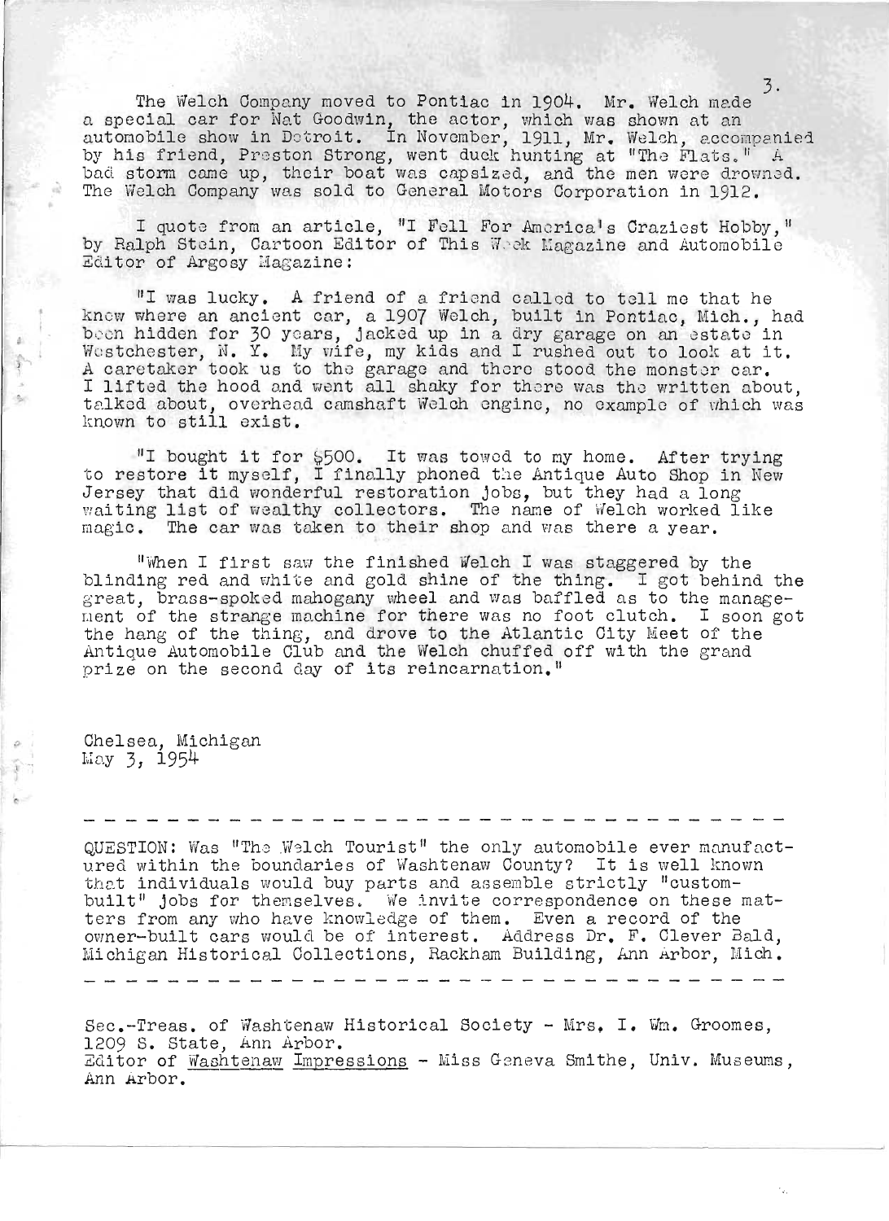The Welch Company moved to Pontiac in 1904. Mr. Welch made a special car for Nat Goodwin, the actor, which was shown at an automobile show in Detroit. In November, 1911, Mr. Welch, accompanied by his friend, Preston Strong, went duck hunting at "The Flats." A bad storm came up, their boat was capsized, and the men were drowned. The Welch Company was sold to General Motors Corporation in 1912.

I quote from an article, "I Fell For America's Craziest Hobby," by Ralph Stein, Cartoon Editor of This Week Magazine and Automobile Editor of Argosy Magazine:

"I was lucky. A friend of a friend called to tell me that he knew where an ancient car, a 1907 Welch, built in Pontiac, Mich., had been hidden for 30 years, jacked up in a dry garage on an estate in Westchester, N. Y. My wife, my kids and I rushed out to look at it. A caretaker took us to the garage and there stood the monster car. I lifted the hood and went all shaky for there was the written about, talked about, overhead camshaft Welch engine, no example of which was known to still exist.

"I bought it for $500. It was towed to my home. After trying to restore it myself, I finally phoned the Antique Auto Shop in New Jersey that did wonderful restoration jobs, but they had a long waiting list of wealthy collectors. The name of Welch worked like magic. The car was taken to their shop and was there a year.

"When I first saw the finished Welch I was staggered by the blinding red and white and gold shine of the thing. I got behind the great, brass-spoked mahogany wheel and was baffled as to the management of the strange machine for there was no foot clutch. I soon got the hang of the thing, and drove to the Atlantic City Meet of the Antique Automobile Club and the Welch chuffed off with the grand prize on the second day of its reincarnation."

Chelsea, Michigan
May 3, 1954

---

QUESTION: Was "The Welch Tourist" the only automobile ever manufactured within the boundaries of Washtenaw County? It is well known that individuals would buy parts and assemble strictly "custom-built" jobs for themselves. We invite correspondence on these matters from any who have knowledge of them. Even a record of the owner-built cars would be of interest. Address Dr. F. Clever Bald, Michigan Historical Collections, Rackham Building, Ann Arbor, Mich.

---

Sec.-Treas. of Washtenaw Historical Society - Mrs. I. Wm. Groomes, 1209 S. State, Ann Arbor.
Editor of <u>Washtenaw Impressions</u> - Miss Geneva Smithe, Univ. Museums, Ann Arbor.